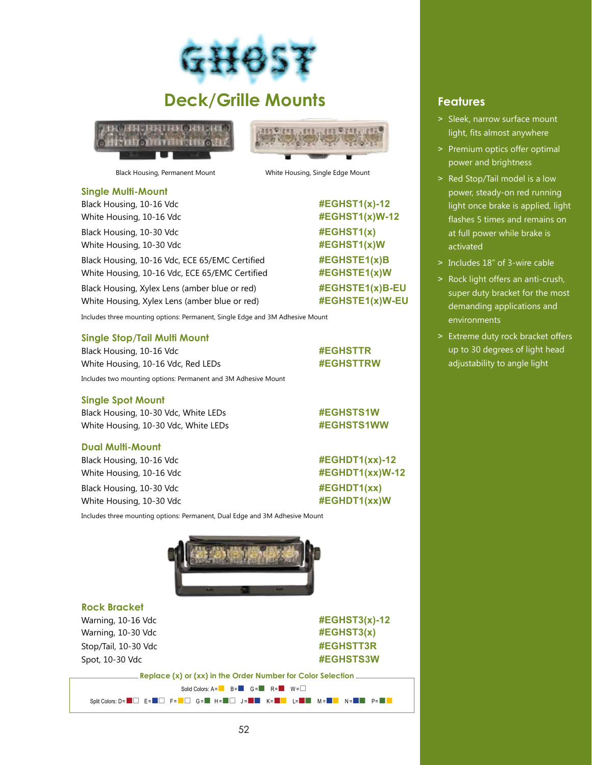# GHOST

## Deck/Grille Mounts

Black Housing, Permanent Mount

White Housing, Single Edge Mount

### Single Multi-Mount

| | |
|---|---|
| Black Housing, 10-16 Vdc | **#EGHST1(x)-12** |
| White Housing, 10-16 Vdc | **#EGHST1(x)W-12** |
| Black Housing, 10-30 Vdc | **#EGHST1(x)** |
| White Housing, 10-30 Vdc | **#EGHST1(x)W** |
| Black Housing, 10-16 Vdc, ECE 65/EMC Certified | **#EGHSTE1(x)B** |
| White Housing, 10-16 Vdc, ECE 65/EMC Certified | **#EGHSTE1(x)W** |
| Black Housing, Xylex Lens (amber blue or red) | **#EGHSTE1(x)B-EU** |
| White Housing, Xylex Lens (amber blue or red) | **#EGHSTE1(x)W-EU** |

Includes three mounting options: Permanent, Single Edge and 3M Adhesive Mount

### Single Stop/Tail Multi Mount

| | |
|---|---|
| Black Housing, 10-16 Vdc | **#EGHSTTR** |
| White Housing, 10-16 Vdc, Red LEDs | **#EGHSTTRW** |

Includes two mounting options: Permanent and 3M Adhesive Mount

### Single Spot Mount

| | |
|---|---|
| Black Housing, 10-30 Vdc, White LEDs | **#EGHSTS1W** |
| White Housing, 10-30 Vdc, White LEDs | **#EGHSTS1WW** |

### Dual Multi-Mount

| | |
|---|---|
| Black Housing, 10-16 Vdc | **#EGHDT1(xx)-12** |
| White Housing, 10-16 Vdc | **#EGHDT1(xx)W-12** |
| Black Housing, 10-30 Vdc | **#EGHDT1(xx)** |
| White Housing, 10-30 Vdc | **#EGHDT1(xx)W** |

Includes three mounting options: Permanent, Dual Edge and 3M Adhesive Mount

### Rock Bracket

| | |
|---|---|
| Warning, 10-16 Vdc | **#EGHST3(x)-12** |
| Warning, 10-30 Vdc | **#EGHST3(x)** |
| Stop/Tail, 10-30 Vdc | **#EGHSTT3R** |
| Spot, 10-30 Vdc | **#EGHSTS3W** |

**Replace (x) or (xx) in the Order Number for Color Selection**

Solid Colors: A= B= G= R= W=

Split Colors: D= E= F= G= H= J= K= L= M= N= P=

## Features

- Sleek, narrow surface mount light, fits almost anywhere
- Premium optics offer optimal power and brightness
- Red Stop/Tail model is a low power, steady-on red running light once brake is applied, light flashes 5 times and remains on at full power while brake is activated
- Includes 18" of 3-wire cable
- Rock light offers an anti-crush, super duty bracket for the most demanding applications and environments
- Extreme duty rock bracket offers up to 30 degrees of light head adjustability to angle light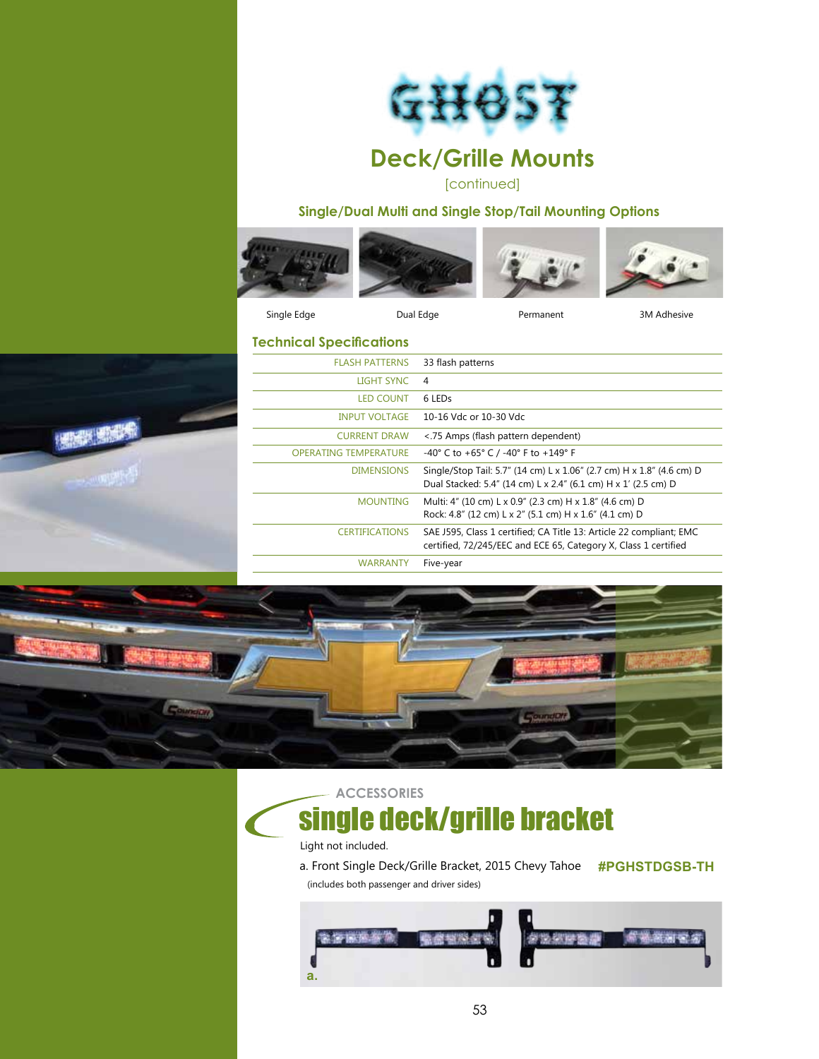# GHOST

## Deck/Grille Mounts

[continued]

### Single/Dual Multi and Single Stop/Tail Mounting Options

Single Edge

Dual Edge

Permanent

3M Adhesive

### Technical Specifications

| | |
|---|---|
| FLASH PATTERNS | 33 flash patterns |
| LIGHT SYNC | 4 |
| LED COUNT | 6 LEDs |
| INPUT VOLTAGE | 10-16 Vdc or 10-30 Vdc |
| CURRENT DRAW | <.75 Amps (flash pattern dependent) |
| OPERATING TEMPERATURE | -40° C to +65° C / -40° F to +149° F |
| DIMENSIONS | Single/Stop Tail: 5.7" (14 cm) L x 1.06" (2.7 cm) H x 1.8" (4.6 cm) D<br>Dual Stacked: 5.4" (14 cm) L x 2.4" (6.1 cm) H x 1' (2.5 cm) D |
| MOUNTING | Multi: 4" (10 cm) L x 0.9" (2.3 cm) H x 1.8" (4.6 cm) D<br>Rock: 4.8" (12 cm) L x 2" (5.1 cm) H x 1.6" (4.1 cm) D |
| CERTIFICATIONS | SAE J595, Class 1 certified; CA Title 13: Article 22 compliant; EMC certified, 72/245/EEC and ECE 65, Category X, Class 1 certified |
| WARRANTY | Five-year |

ACCESSORIES

## single deck/grille bracket

Light not included.

a. Front Single Deck/Grille Bracket, 2015 Chevy Tahoe **#PGHSTDGSB-TH**

(includes both passenger and driver sides)

a.